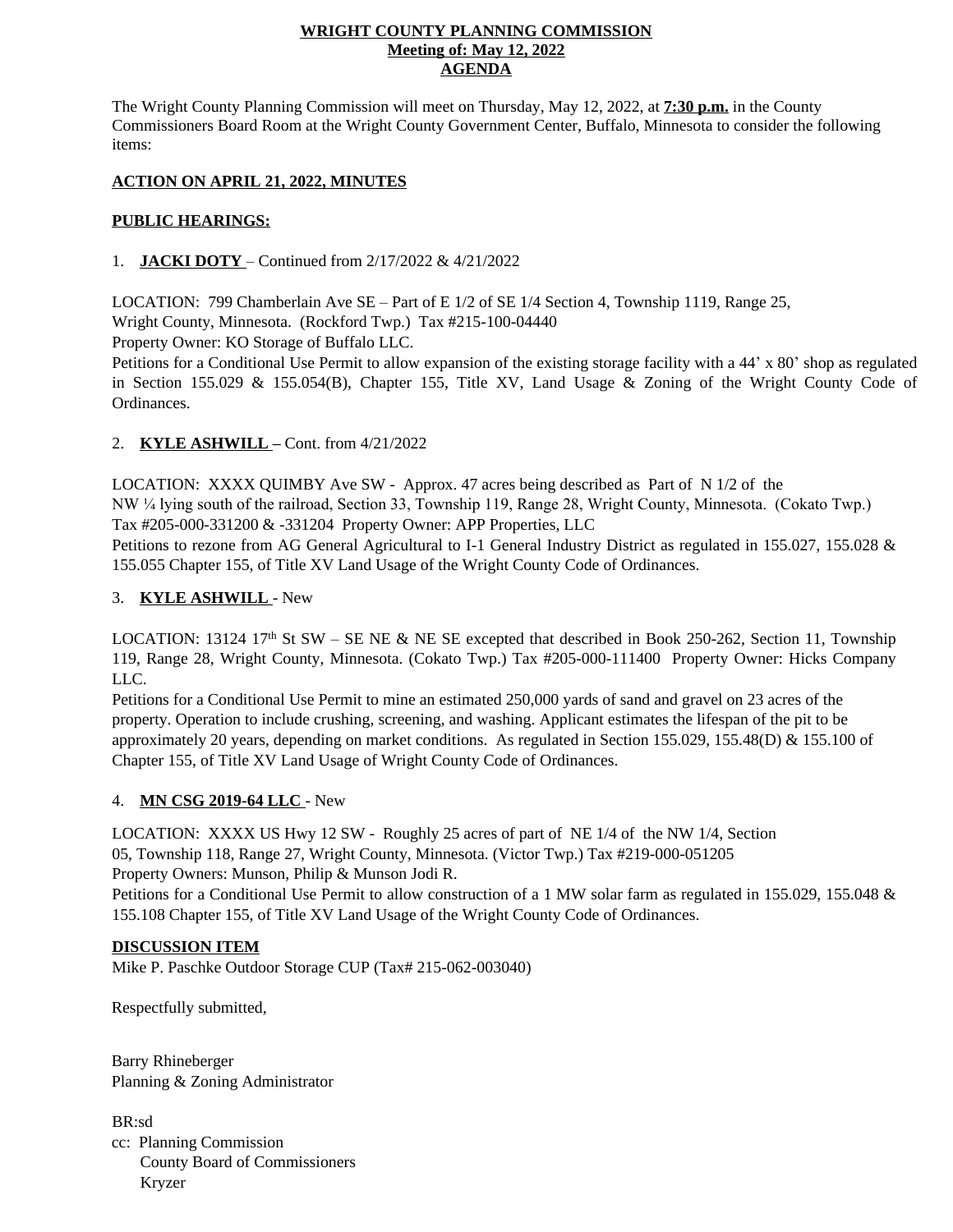**WRIGHT COUNTY PLANNING COMMISSION**
**Meeting of: May 12, 2022**
**AGENDA**

The Wright County Planning Commission will meet on Thursday, May 12, 2022, at **7:30 p.m.** in the County Commissioners Board Room at the Wright County Government Center, Buffalo, Minnesota to consider the following items:

**ACTION ON APRIL 21, 2022, MINUTES**

**PUBLIC HEARINGS:**

1. **JACKI DOTY** – Continued from 2/17/2022 & 4/21/2022

LOCATION: 799 Chamberlain Ave SE – Part of E 1/2 of SE 1/4 Section 4, Township 1119, Range 25, Wright County, Minnesota. (Rockford Twp.) Tax #215-100-04440
Property Owner: KO Storage of Buffalo LLC.
Petitions for a Conditional Use Permit to allow expansion of the existing storage facility with a 44' x 80' shop as regulated in Section 155.029 & 155.054(B), Chapter 155, Title XV, Land Usage & Zoning of the Wright County Code of Ordinances.

2. **KYLE ASHWILL –** Cont. from 4/21/2022

LOCATION: XXXX QUIMBY Ave SW - Approx. 47 acres being described as Part of N 1/2 of the NW ¼ lying south of the railroad, Section 33, Township 119, Range 28, Wright County, Minnesota. (Cokato Twp.) Tax #205-000-331200 & -331204 Property Owner: APP Properties, LLC
Petitions to rezone from AG General Agricultural to I-1 General Industry District as regulated in 155.027, 155.028 & 155.055 Chapter 155, of Title XV Land Usage of the Wright County Code of Ordinances.

3. **KYLE ASHWILL** - New

LOCATION: 13124 17th St SW – SE NE & NE SE excepted that described in Book 250-262, Section 11, Township 119, Range 28, Wright County, Minnesota. (Cokato Twp.) Tax #205-000-111400 Property Owner: Hicks Company LLC.
Petitions for a Conditional Use Permit to mine an estimated 250,000 yards of sand and gravel on 23 acres of the property. Operation to include crushing, screening, and washing. Applicant estimates the lifespan of the pit to be approximately 20 years, depending on market conditions. As regulated in Section 155.029, 155.48(D) & 155.100 of Chapter 155, of Title XV Land Usage of Wright County Code of Ordinances.

4. **MN CSG 2019-64 LLC** - New

LOCATION: XXXX US Hwy 12 SW - Roughly 25 acres of part of NE 1/4 of the NW 1/4, Section 05, Township 118, Range 27, Wright County, Minnesota. (Victor Twp.) Tax #219-000-051205
Property Owners: Munson, Philip & Munson Jodi R.
Petitions for a Conditional Use Permit to allow construction of a 1 MW solar farm as regulated in 155.029, 155.048 & 155.108 Chapter 155, of Title XV Land Usage of the Wright County Code of Ordinances.

**DISCUSSION ITEM**
Mike P. Paschke Outdoor Storage CUP (Tax# 215-062-003040)

Respectfully submitted,

Barry Rhineberger
Planning & Zoning Administrator

BR:sd
cc: Planning Commission
County Board of Commissioners
Kryzer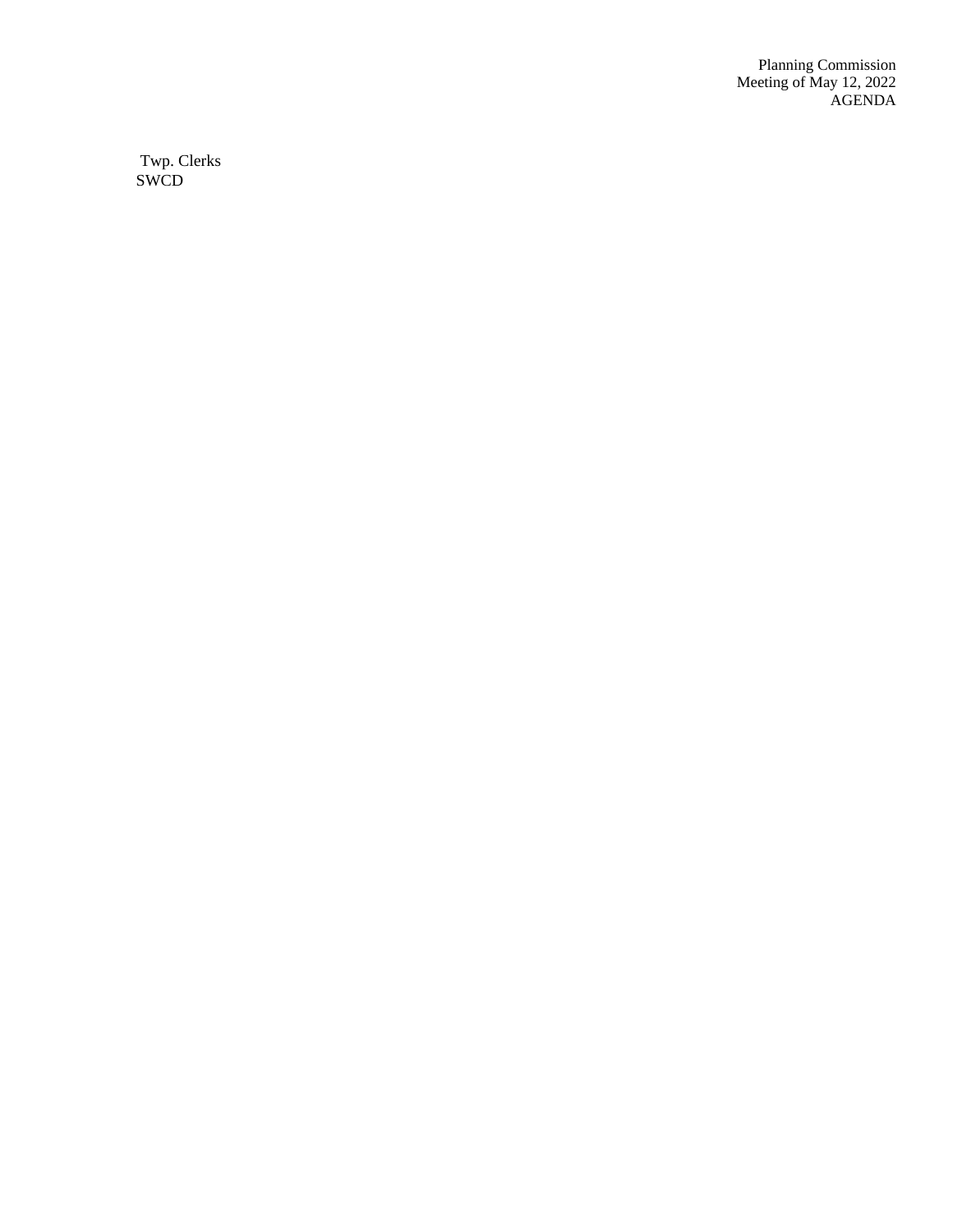Twp. Clerks
SWCD